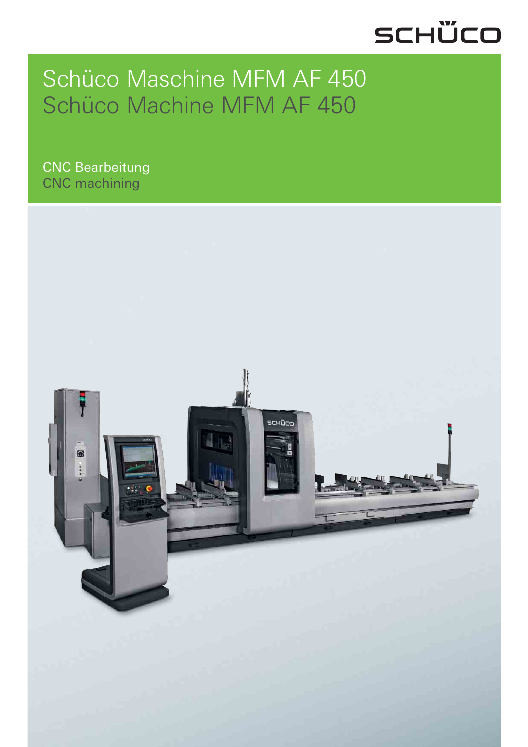# Schüco Maschine MFM AF 450
# Schüco Machine MFM AF 450

CNC Bearbeitung
CNC machining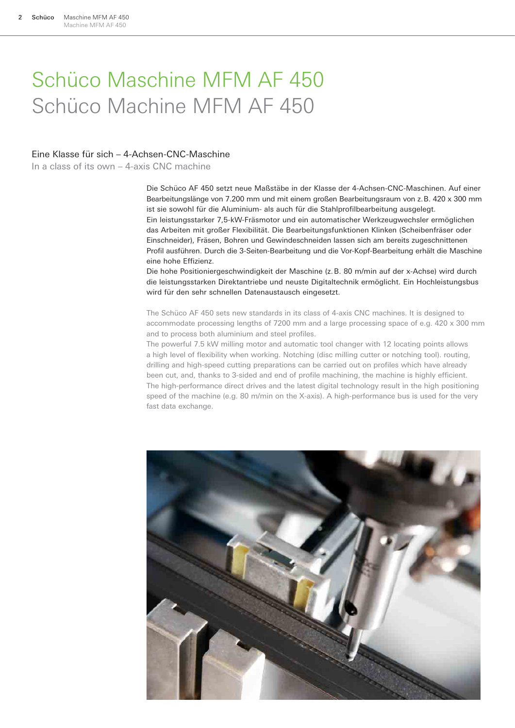# Schüco Maschine MFM AF 450
# Schüco Machine MFM AF 450

## Eine Klasse für sich – 4-Achsen-CNC-Maschine
In a class of its own – 4-axis CNC machine

Die Schüco AF 450 setzt neue Maßstäbe in der Klasse der 4-Achsen-CNC-Maschinen. Auf einer Bearbeitungslänge von 7.200 mm und mit einem großen Bearbeitungsraum von z. B. 420 x 300 mm ist sie sowohl für die Aluminium- als auch für die Stahlprofilbearbeitung ausgelegt.
Ein leistungsstarker 7,5-kW-Fräsmotor und ein automatischer Werkzeugwechsler ermöglichen das Arbeiten mit großer Flexibilität. Die Bearbeitungsfunktionen Klinken (Scheibenfräser oder Einschneider), Fräsen, Bohren und Gewindeschneiden lassen sich am bereits zugeschnittenen Profil ausführen. Durch die 3-Seiten-Bearbeitung und die Vor-Kopf-Bearbeitung erhält die Maschine eine hohe Effizienz.
Die hohe Positioniergeschwindigkeit der Maschine (z. B. 80 m/min auf der x-Achse) wird durch die leistungsstarken Direktantriebe und neuste Digitaltechnik ermöglicht. Ein Hochleistungsbus wird für den sehr schnellen Datenaustausch eingesetzt.

The Schüco AF 450 sets new standards in its class of 4-axis CNC machines. It is designed to accommodate processing lengths of 7200 mm and a large processing space of e.g. 420 x 300 mm and to process both aluminium and steel profiles.
The powerful 7.5 kW milling motor and automatic tool changer with 12 locating points allows a high level of flexibility when working. Notching (disc milling cutter or notching tool). routing, drilling and high-speed cutting preparations can be carried out on profiles which have already been cut, and, thanks to 3-sided and end of profile machining, the machine is highly efficient.
The high-performance direct drives and the latest digital technology result in the high positioning speed of the machine (e.g. 80 m/min on the X-axis). A high-performance bus is used for the very fast data exchange.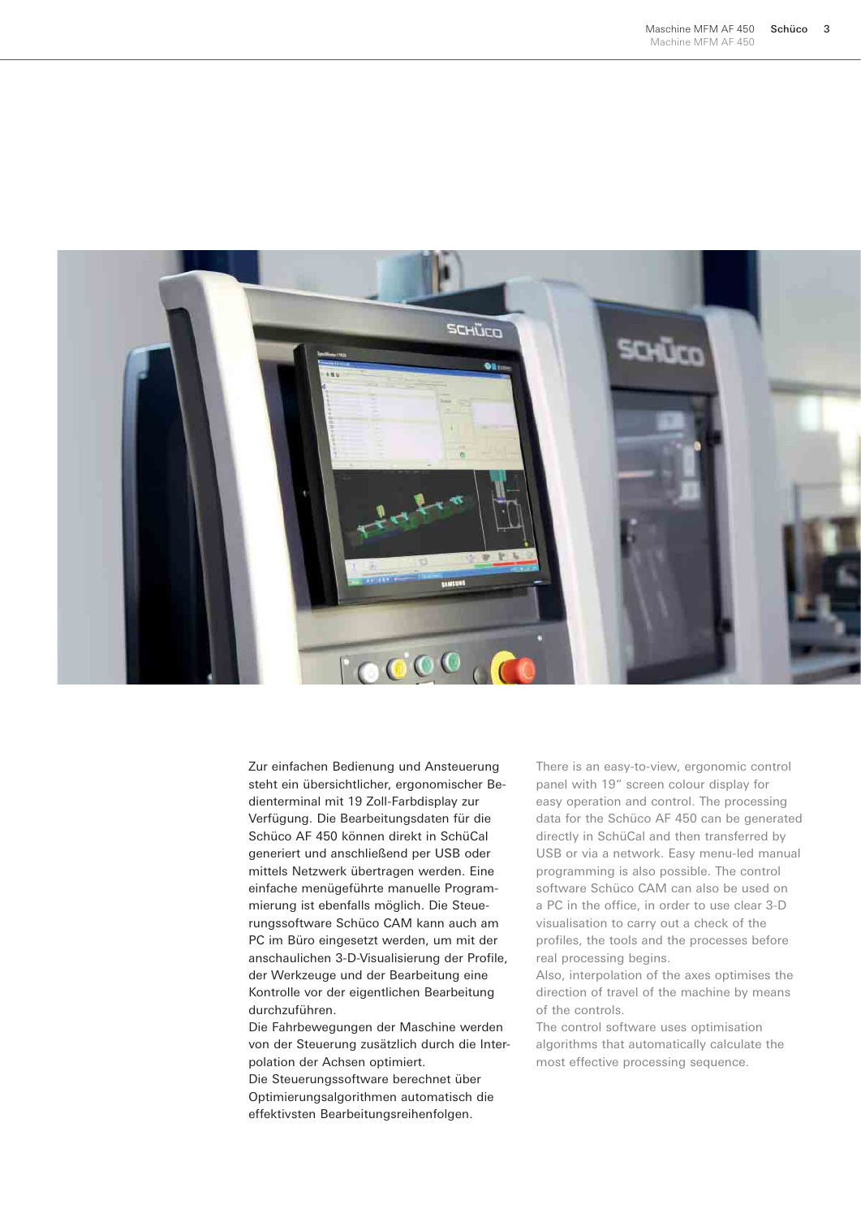Zur einfachen Bedienung und Ansteuerung steht ein übersichtlicher, ergonomischer Bedienterminal mit 19 Zoll-Farbdisplay zur Verfügung. Die Bearbeitungsdaten für die Schüco AF 450 können direkt in SchüCal generiert und anschließend per USB oder mittels Netzwerk übertragen werden. Eine einfache menügeführte manuelle Programmierung ist ebenfalls möglich. Die Steuerungssoftware Schüco CAM kann auch am PC im Büro eingesetzt werden, um mit der anschaulichen 3-D-Visualisierung der Profile, der Werkzeuge und der Bearbeitung eine Kontrolle vor der eigentlichen Bearbeitung durchzuführen.
Die Fahrbewegungen der Maschine werden von der Steuerung zusätzlich durch die Interpolation der Achsen optimiert.
Die Steuerungssoftware berechnet über Optimierungsalgorithmen automatisch die effektivsten Bearbeitungsreihenfolgen.

There is an easy-to-view, ergonomic control panel with 19" screen colour display for easy operation and control. The processing data for the Schüco AF 450 can be generated directly in SchüCal and then transferred by USB or via a network. Easy menu-led manual programming is also possible. The control software Schüco CAM can also be used on a PC in the office, in order to use clear 3-D visualisation to carry out a check of the profiles, the tools and the processes before real processing begins.
Also, interpolation of the axes optimises the direction of travel of the machine by means of the controls.
The control software uses optimisation algorithms that automatically calculate the most effective processing sequence.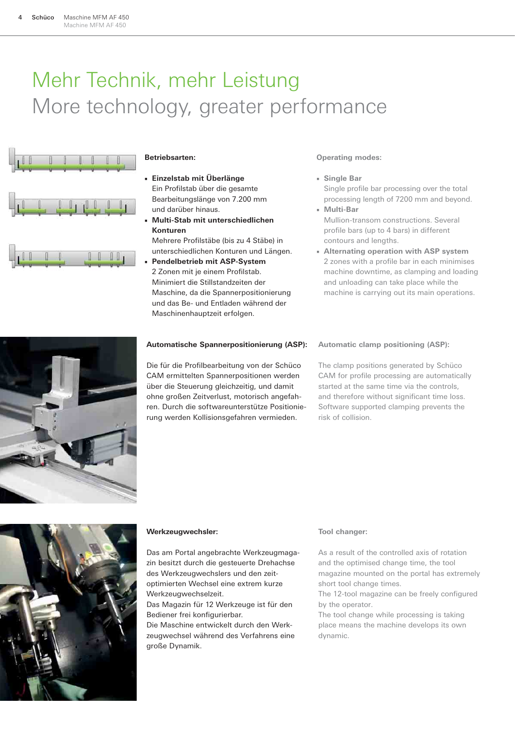# Mehr Technik, mehr Leistung

# More technology, greater performance

**Betriebsarten:**

- **Einzelstab mit Überlänge**
  Ein Profilstab über die gesamte Bearbeitungslänge von 7.200 mm und darüber hinaus.
- **Multi-Stab mit unterschiedlichen Konturen**
  Mehrere Profilstäbe (bis zu 4 Stäbe) in unterschiedlichen Konturen und Längen.
- **Pendelbetrieb mit ASP-System**
  2 Zonen mit je einem Profilstab. Minimiert die Stillstandzeiten der Maschine, da die Spannerpositionierung und das Be- und Entladen während der Maschinenhauptzeit erfolgen.

**Operating modes:**

- **Single Bar**
  Single profile bar processing over the total processing length of 7200 mm and beyond.
- **Multi-Bar**
  Mullion-transom constructions. Several profile bars (up to 4 bars) in different contours and lengths.
- **Alternating operation with ASP system**
  2 zones with a profile bar in each minimises machine downtime, as clamping and loading and unloading can take place while the machine is carrying out its main operations.

**Automatische Spannerpositionierung (ASP):**

Die für die Profilbearbeitung von der Schüco CAM ermittelten Spannerpositionen werden über die Steuerung gleichzeitig, und damit ohne großen Zeitverlust, motorisch angefahren. Durch die softwareunterstütze Positionierung werden Kollisionsgefahren vermieden.

**Automatic clamp positioning (ASP):**

The clamp positions generated by Schüco CAM for profile processing are automatically started at the same time via the controls, and therefore without significant time loss. Software supported clamping prevents the risk of collision.

**Werkzeugwechsler:**

Das am Portal angebrachte Werkzeugmagazin besitzt durch die gesteuerte Drehachse des Werkzeugwechslers und den zeitoptimierten Wechsel eine extrem kurze Werkzeugwechselzeit.
Das Magazin für 12 Werkzeuge ist für den Bediener frei konfigurierbar.
Die Maschine entwickelt durch den Werkzeugwechsel während des Verfahrens eine große Dynamik.

**Tool changer:**

As a result of the controlled axis of rotation and the optimised change time, the tool magazine mounted on the portal has extremely short tool change times.
The 12-tool magazine can be freely configured by the operator.
The tool change while processing is taking place means the machine develops its own dynamic.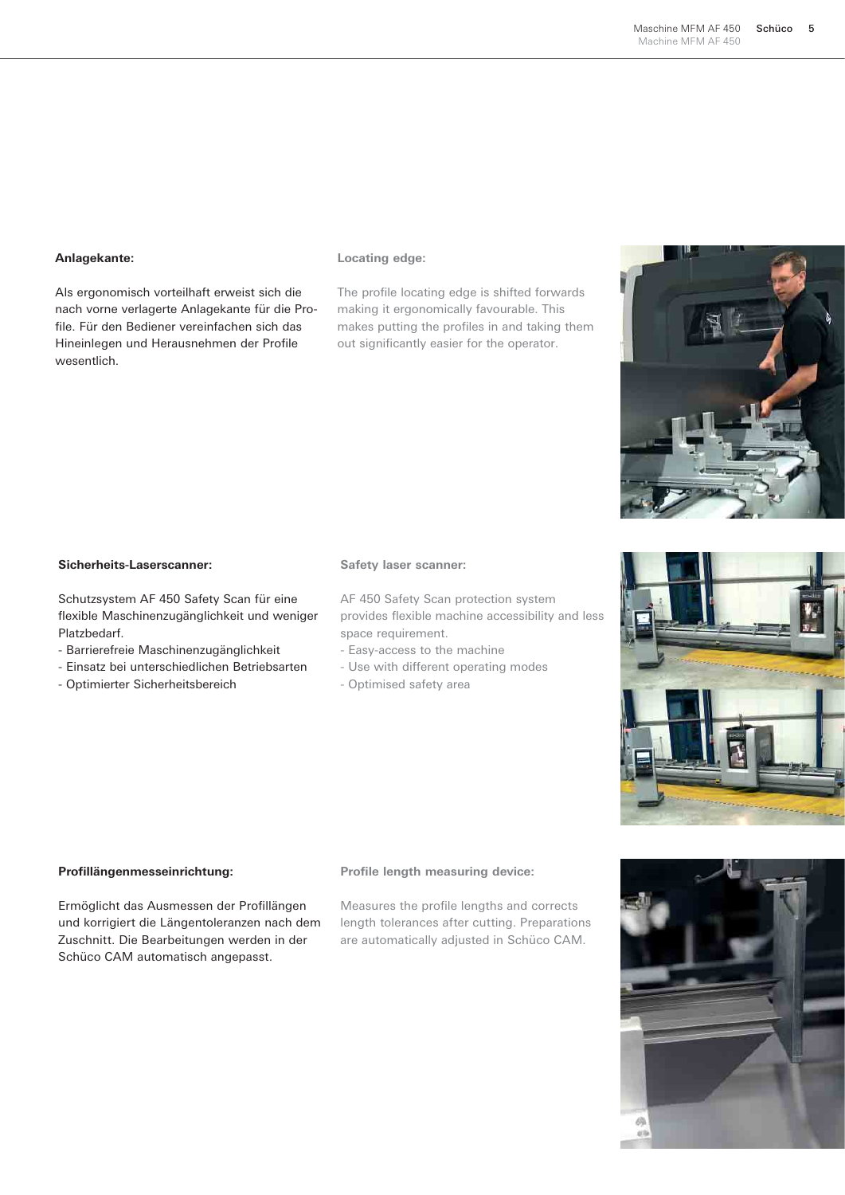**Anlagekante:**

Als ergonomisch vorteilhaft erweist sich die nach vorne verlagerte Anlagekante für die Profile. Für den Bediener vereinfachen sich das Hineinlegen und Herausnehmen der Profile wesentlich.

**Locating edge:**

The profile locating edge is shifted forwards making it ergonomically favourable. This makes putting the profiles in and taking them out significantly easier for the operator.

**Sicherheits-Laserscanner:**

Schutzsystem AF 450 Safety Scan für eine flexible Maschinenzugänglichkeit und weniger Platzbedarf.

- Barrierefreie Maschinenzugänglichkeit
- Einsatz bei unterschiedlichen Betriebsarten
- Optimierter Sicherheitsbereich

**Safety laser scanner:**

AF 450 Safety Scan protection system provides flexible machine accessibility and less space requirement.

- Easy-access to the machine
- Use with different operating modes
- Optimised safety area

**Profillängenmesseinrichtung:**

Ermöglicht das Ausmessen der Profillängen und korrigiert die Längentoleranzen nach dem Zuschnitt. Die Bearbeitungen werden in der Schüco CAM automatisch angepasst.

**Profile length measuring device:**

Measures the profile lengths and corrects length tolerances after cutting. Preparations are automatically adjusted in Schüco CAM.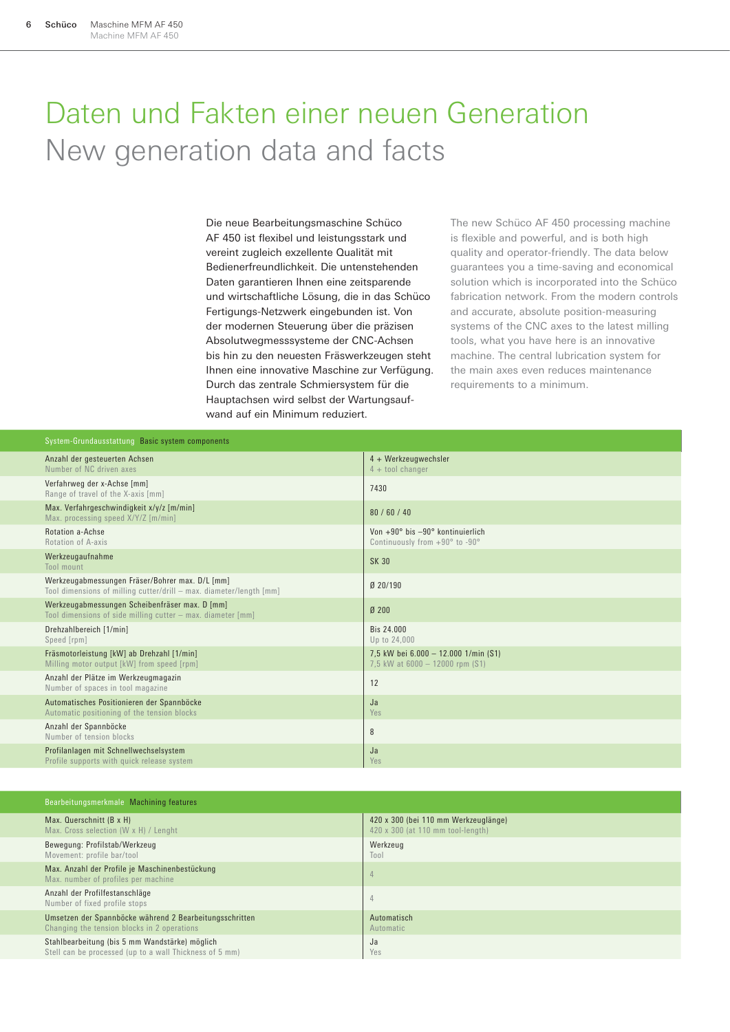# Daten und Fakten einer neuen Generation
## New generation data and facts

Die neue Bearbeitungsmaschine Schüco AF 450 ist flexibel und leistungsstark und vereint zugleich exzellente Qualität mit Bedienerfreundlichkeit. Die untenstehenden Daten garantieren Ihnen eine zeitsparende und wirtschaftliche Lösung, die in das Schüco Fertigungs-Netzwerk eingebunden ist. Von der modernen Steuerung über die präzisen Absolutwegmesssysteme der CNC-Achsen bis hin zu den neuesten Fräswerkzeugen steht Ihnen eine innovative Maschine zur Verfügung. Durch das zentrale Schmiersystem für die Hauptachsen wird selbst der Wartungsaufwand auf ein Minimum reduziert.

The new Schüco AF 450 processing machine is flexible and powerful, and is both high quality and operator-friendly. The data below guarantees you a time-saving and economical solution which is incorporated into the Schüco fabrication network. From the modern controls and accurate, absolute position-measuring systems of the CNC axes to the latest milling tools, what you have here is an innovative machine. The central lubrication system for the main axes even reduces maintenance requirements to a minimum.

| System-Grundausstattung Basic system components | |
|---|---|
| Anzahl der gesteuerten Achsen<br>Number of NC driven axes | 4 + Werkzeugwechsler<br>4 + tool changer |
| Verfahrweg der x-Achse [mm]<br>Range of travel of the X-axis [mm] | 7430 |
| Max. Verfahrgeschwindigkeit x/y/z [m/min]<br>Max. processing speed X/Y/Z [m/min] | 80 / 60 / 40 |
| Rotation a-Achse<br>Rotation of A-axis | Von +90° bis –90° kontinuierlich<br>Continuously from +90° to -90° |
| Werkzeugaufnahme<br>Tool mount | SK 30 |
| Werkzeugabmessungen Fräser/Bohrer max. D/L [mm]<br>Tool dimensions of milling cutter/drill – max. diameter/length [mm] | Ø 20/190 |
| Werkzeugabmessungen Scheibenfräser max. D [mm]<br>Tool dimensions of side milling cutter – max. diameter [mm] | Ø 200 |
| Drehzahlbereich [1/min]<br>Speed [rpm] | Bis 24.000<br>Up to 24,000 |
| Fräsmotorleistung [kW] ab Drehzahl [1/min]<br>Milling motor output [kW] from speed [rpm] | 7,5 kW bei 6.000 – 12.000 1/min (S1)<br>7,5 kW at 6000 – 12000 rpm (S1) |
| Anzahl der Plätze im Werkzeugmagazin<br>Number of spaces in tool magazine | 12 |
| Automatisches Positionieren der Spannböcke<br>Automatic positioning of the tension blocks | Ja<br>Yes |
| Anzahl der Spannböcke<br>Number of tension blocks | 8 |
| Profilanlagen mit Schnellwechselsystem<br>Profile supports with quick release system | Ja<br>Yes |

| Bearbeitungsmerkmale Machining features | |
|---|---|
| Max. Querschnitt (B x H)<br>Max. Cross selection (W x H) / Lenght | 420 x 300 (bei 110 mm Werkzeuglänge)<br>420 x 300 (at 110 mm tool-length) |
| Bewegung: Profilstab/Werkzeug<br>Movement: profile bar/tool | Werkzeug<br>Tool |
| Max. Anzahl der Profile je Maschinenbestückung<br>Max. number of profiles per machine | 4 |
| Anzahl der Profilfestanschläge<br>Number of fixed profile stops | 4 |
| Umsetzen der Spannböcke während 2 Bearbeitungsschritten<br>Changing the tension blocks in 2 operations | Automatisch<br>Automatic |
| Stahlbearbeitung (bis 5 mm Wandstärke) möglich<br>Stell can be processed (up to a wall Thickness of 5 mm) | Ja<br>Yes |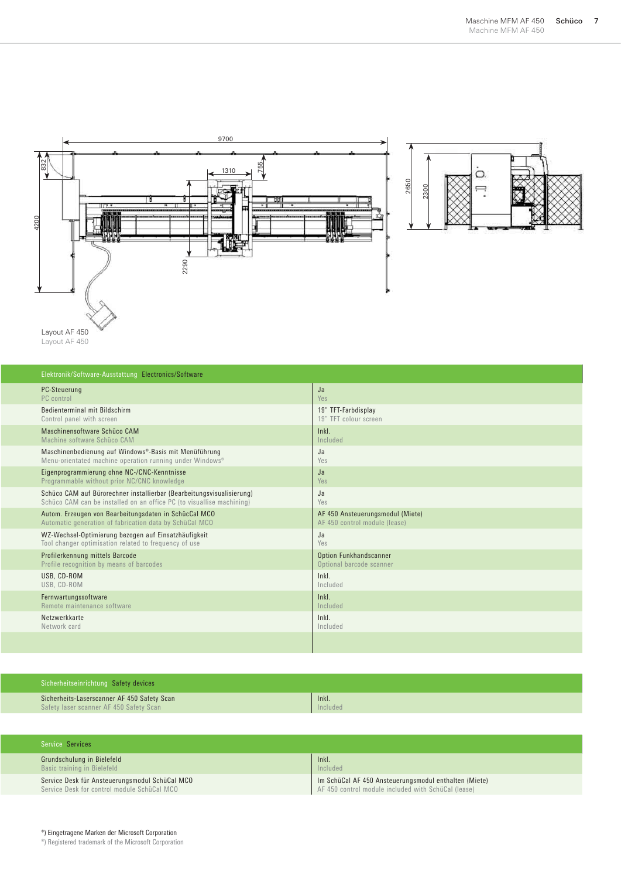Layout AF 450
Layout AF 450

| Elektronik/Software-Ausstattung Electronics/Software | |
|---|---|
| PC-Steuerung<br>PC control | Ja<br>Yes |
| Bedienterminal mit Bildschirm<br>Control panel with screen | 19" TFT-Farbdisplay<br>19" TFT colour screen |
| Maschinensoftware Schüco CAM<br>Machine software Schüco CAM | Inkl.<br>Included |
| Maschinenbedienung auf Windows®-Basis mit Menüführung<br>Menu-orientated machine operation running under Windows® | Ja<br>Yes |
| Eigenprogrammierung ohne NC-/CNC-Kenntnisse<br>Programmable without prior NC/CNC knowledge | Ja<br>Yes |
| Schüco CAM auf Bürorechner installierbar (Bearbeitungsvisualisierung)<br>Schüco CAM can be installed on an office PC (to visualise machining) | Ja<br>Yes |
| Autom. Erzeugen von Bearbeitungsdaten in SchüCal MCO<br>Automatic generation of fabrication data by SchüCal MCO | AF 450 Ansteuerungsmodul (Miete)<br>AF 450 control module (lease) |
| WZ-Wechsel-Optimierung bezogen auf Einsatzhäufigkeit<br>Tool changer optimisation related to frequency of use | Ja<br>Yes |
| Profilerkennung mittels Barcode<br>Profile recognition by means of barcodes | Option Funkhandscanner<br>Optional barcode scanner |
| USB, CD-ROM<br>USB, CD-ROM | Inkl.<br>Included |
| Fernwartungssoftware<br>Remote maintenance software | Inkl.<br>Included |
| Netzwerkkarte<br>Network card | Inkl.<br>Included |

| Sicherheitseinrichtung Safety devices | |
|---|---|
| Sicherheits-Laserscanner AF 450 Safety Scan<br>Safety laser scanner AF 450 Safety Scan | Inkl.<br>Included |

| Service Services | |
|---|---|
| Grundschulung in Bielefeld<br>Basic training in Bielefeld | Inkl.<br>Included |
| Service Desk für Ansteuerungsmodul SchüCal MCO<br>Service Desk for control module SchüCal MCO | Im SchüCal AF 450 Ansteuerungsmodul enthalten (Miete)<br>AF 450 control module included with SchüCal (lease) |

®) Eingetragene Marken der Microsoft Corporation
®) Registered trademark of the Microsoft Corporation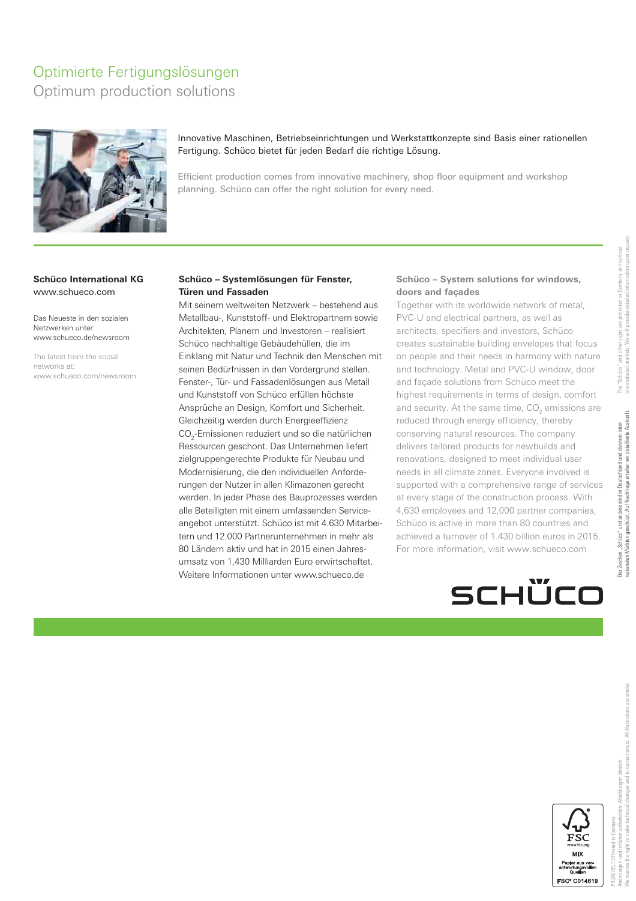# Optimierte Fertigungslösungen

Optimum production solutions

Innovative Maschinen, Betriebseinrichtungen und Werkstattkonzepte sind Basis einer rationellen Fertigung. Schüco bietet für jeden Bedarf die richtige Lösung.

Efficient production comes from innovative machinery, shop floor equipment and workshop planning. Schüco can offer the right solution for every need.

**Schüco International KG**
www.schueco.com

Das Neueste in den sozialen Netzwerken unter:
www.schueco.de/newsroom

The latest from the social networks at:
www.schueco.com/newsroom

**Schüco – Systemlösungen für Fenster, Türen und Fassaden**

Mit seinem weltweiten Netzwerk – bestehend aus Metallbau-, Kunststoff- und Elektropartnern sowie Architekten, Planern und Investoren – realisiert Schüco nachhaltige Gebäudehüllen, die im Einklang mit Natur und Technik den Menschen mit seinen Bedürfnissen in den Vordergrund stellen. Fenster-, Tür- und Fassadenlösungen aus Metall und Kunststoff von Schüco erfüllen höchste Ansprüche an Design, Komfort und Sicherheit. Gleichzeitig werden durch Energieeffizienz $CO_2$-Emissionen reduziert und so die natürlichen Ressourcen geschont. Das Unternehmen liefert zielgruppengerechte Produkte für Neubau und Modernisierung, die den individuellen Anforderungen der Nutzer in allen Klimazonen gerecht werden. In jeder Phase des Bauprozesses werden alle Beteiligten mit einem umfassenden Serviceangebot unterstützt. Schüco ist mit 4.630 Mitarbeitern und 12.000 Partnerunternehmen in mehr als 80 Ländern aktiv und hat in 2015 einen Jahresumsatz von 1,430 Milliarden Euro erwirtschaftet. Weitere Informationen unter www.schueco.de

**Schüco – System solutions for windows, doors and façades**

Together with its worldwide network of metal, PVC-U and electrical partners, as well as architects, specifiers and investors, Schüco creates sustainable building envelopes that focus on people and their needs in harmony with nature and technology. Metal and PVC-U window, door and façade solutions from Schüco meet the highest requirements in terms of design, comfort and security. At the same time, $CO_2$ emissions are reduced through energy efficiency, thereby conserving natural resources. The company delivers tailored products for newbuilds and renovations, designed to meet individual user needs in all climate zones. Everyone involved is supported with a comprehensive range of services at every stage of the construction process. With 4,630 employees and 12,000 partner companies, Schüco is active in more than 80 countries and achieved a turnover of 1.430 billion euros in 2015. For more information, visit www.schueco.com

SCHÜCO

Das Zeichen „Schüco" und andere sind in Deutschland und diversen internationalen Märkten geschützt. Auf Nachfrage erteilen wir detaillierte Auskunft.
The "Schüco" and other signs are protected in Germany and various international markets. We will provide detailed information upon request.

P 4249/05.17/Printed in Germany
Änderungen und Irrtümer vorbehalten. Abbildungen ähnlich.
We reserve the right to make technical changes and to correct errors. All illustrations are similar.

FSC
www.fsc.org
MIX
Papier aus verantwortungsvollen Quellen
FSC® C014619